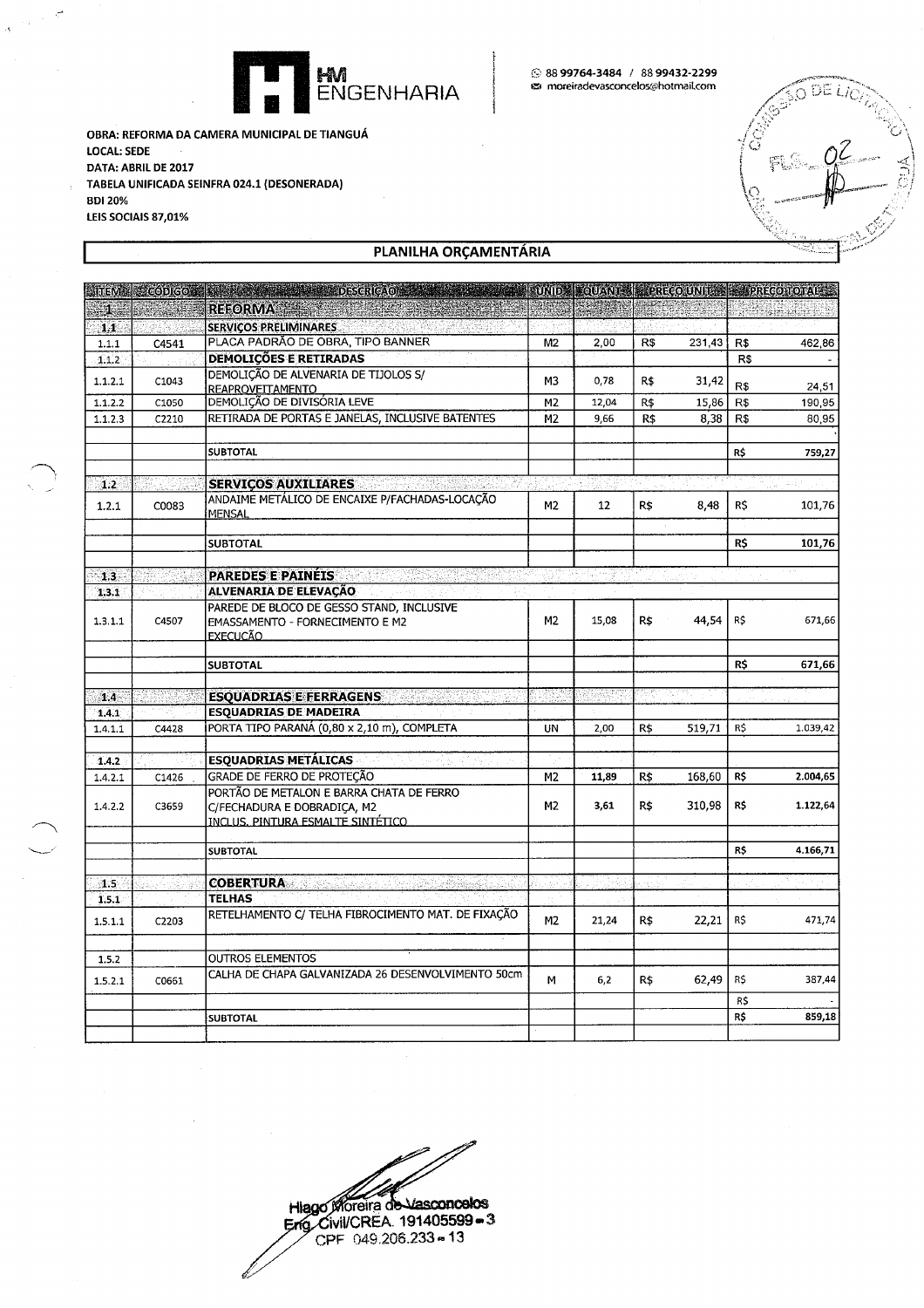HM ENGENHARIA

88 99764-3484 / 88 99432-2299
moreiradevasconcelos@hotmail.com

**OBRA: REFORMA DA CAMERA MUNICIPAL DE TIANGUÁ**
**LOCAL: SEDE**
**DATA: ABRIL DE 2017**
**TABELA UNIFICADA SEINFRA 024.1 (DESONERADA)**
**BDI 20%**
**LEIS SOCIAIS 87,01%**

## PLANILHA ORÇAMENTÁRIA

| ITEM | CÓDIGO | DESCRIÇÃO | UNID | QUANT | PREÇO UNIT | PREÇO TOTAL |
|---|---|---|---|---|---|---|
| 1 | | **REFORMA** | | | | |
| 1.1 | | **SERVIÇOS PRELIMINARES** | | | | |
| 1.1.1 | C4541 | PLACA PADRÃO DE OBRA, TIPO BANNER | M2 | 2,00 | R$ 231,43 | R$ 462,86 |
| 1.1.2 | | **DEMOLIÇÕES E RETIRADAS** | | | | R$ - |
| 1.1.2.1 | C1043 | DEMOLIÇÃO DE ALVENARIA DE TIJOLOS S/ REAPROVEITAMENTO | M3 | 0,78 | R$ 31,42 | R$ 24,51 |
| 1.1.2.2 | C1050 | DEMOLIÇÃO DE DIVISÓRIA LEVE | M2 | 12,04 | R$ 15,86 | R$ 190,95 |
| 1.1.2.3 | C2210 | RETIRADA DE PORTAS E JANELAS, INCLUSIVE BATENTES | M2 | 9,66 | R$ 8,38 | R$ 80,95 |
| | | | | | | |
| | | SUBTOTAL | | | | R$ 759,27 |
| | | | | | | |
| 1.2 | | **SERVIÇOS AUXILIARES** | | | | |
| 1.2.1 | C0083 | ANDAIME METÁLICO DE ENCAIXE P/FACHADAS-LOCAÇÃO MENSAL | M2 | 12 | R$ 8,48 | R$ 101,76 |
| | | | | | | |
| | | SUBTOTAL | | | | R$ 101,76 |
| | | | | | | |
| 1.3 | | **PAREDES E PAINÉIS** | | | | |
| 1.3.1 | | **ALVENARIA DE ELEVAÇÃO** | | | | |
| 1.3.1.1 | C4507 | PAREDE DE BLOCO DE GESSO STAND, INCLUSIVE EMASSAMENTO - FORNECIMENTO E M2 EXECUÇÃO | M2 | 15,08 | R$ 44,54 | R$ 671,66 |
| | | | | | | |
| | | SUBTOTAL | | | | R$ 671,66 |
| | | | | | | |
| 1.4 | | **ESQUADRIAS E FERRAGENS** | | | | |
| 1.4.1 | | **ESQUADRIAS DE MADEIRA** | | | | |
| 1.4.1.1 | C4428 | PORTA TIPO PARANÁ (0,80 x 2,10 m), COMPLETA | UN | 2,00 | R$ 519,71 | R$ 1.039,42 |
| | | | | | | |
| 1.4.2 | | **ESQUADRIAS METÁLICAS** | | | | |
| 1.4.2.1 | C1426 | GRADE DE FERRO DE PROTEÇÃO | M2 | 11,89 | R$ 168,60 | R$ 2.004,65 |
| 1.4.2.2 | C3659 | PORTÃO DE METALON E BARRA CHATA DE FERRO C/FECHADURA E DOBRADIÇA, M2 INCLUS. PINTURA ESMALTE SINTÉTICO | M2 | 3,61 | R$ 310,98 | R$ 1.122,64 |
| | | | | | | |
| | | SUBTOTAL | | | | R$ 4.166,71 |
| | | | | | | |
| 1.5 | | **COBERTURA** | | | | |
| 1.5.1 | | **TELHAS** | | | | |
| 1.5.1.1 | C2203 | RETELHAMENTO C/ TELHA FIBROCIMENTO MAT. DE FIXAÇÃO | M2 | 21,24 | R$ 22,21 | R$ 471,74 |
| | | | | | | |
| 1.5.2 | | OUTROS ELEMENTOS | | | | |
| 1.5.2.1 | C0661 | CALHA DE CHAPA GALVANIZADA 26 DESENVOLVIMENTO 50cm | M | 6,2 | R$ 62,49 | R$ 387,44 |
| | | | | | | R$ - |
| | | SUBTOTAL | | | | R$ 859,18 |

Hiago Moreira de Vasconcelos
Eng. Civil/CREA. 191405599-3
CPF 049.206.233-13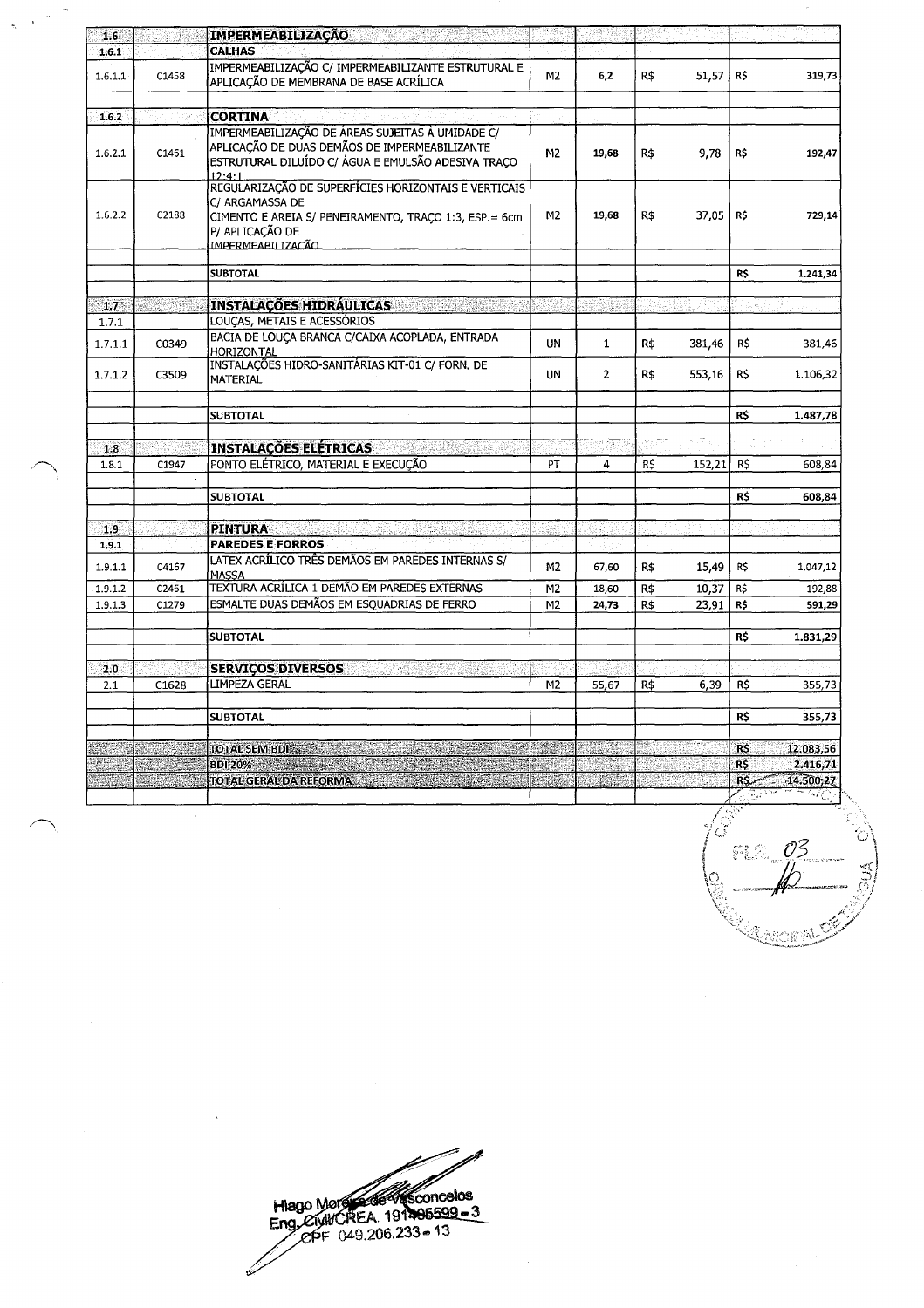| | | | | | | | | |
|---|---|---|---|---|---|---|---|---|
| 1.6 | | **IMPERMEABILIZAÇÃO** | | | | | | |
| 1.6.1 | | **CALHAS** | | | | | | |
| 1.6.1.1 | C1458 | IMPERMEABILIZAÇÃO C/ IMPERMEABILIZANTE ESTRUTURAL E APLICAÇÃO DE MEMBRANA DE BASE ACRÍLICA | M2 | 6,2 | R$ | 51,57 | R$ | 319,73 |
| | | | | | | | | |
| 1.6.2 | | **CORTINA** | | | | | | |
| 1.6.2.1 | C1461 | IMPERMEABILIZAÇÃO DE ÁREAS SUJEITAS À UMIDADE C/ APLICAÇÃO DE DUAS DEMÃOS DE IMPERMEABILIZANTE ESTRUTURAL DILUÍDO C/ ÁGUA E EMULSÃO ADESIVA TRAÇO 12:4:1 | M2 | 19,68 | R$ | 9,78 | R$ | 192,47 |
| 1.6.2.2 | C2188 | REGULARIZAÇÃO DE SUPERFÍCIES HORIZONTAIS E VERTICAIS C/ ARGAMASSA DE CIMENTO E AREIA S/ PENEIRAMENTO, TRAÇO 1:3, ESP.= 6cm P/ APLICAÇÃO DE IMPERMEABILIZAÇÃO | M2 | 19,68 | R$ | 37,05 | R$ | 729,14 |
| | | | | | | | | |
| | | **SUBTOTAL** | | | | | **R$** | **1.241,34** |
| | | | | | | | | |
| 1.7 | | **INSTALAÇÕES HIDRÁULICAS** | | | | | | |
| 1.7.1 | | LOUÇAS, METAIS E ACESSÓRIOS | | | | | | |
| 1.7.1.1 | C0349 | BACIA DE LOUÇA BRANCA C/CAIXA ACOPLADA, ENTRADA HORIZONTAL | UN | 1 | R$ | 381,46 | R$ | 381,46 |
| 1.7.1.2 | C3509 | INSTALAÇÕES HIDRO-SANITÁRIAS KIT-01 C/ FORN. DE MATERIAL | UN | 2 | R$ | 553,16 | R$ | 1.106,32 |
| | | | | | | | | |
| | | **SUBTOTAL** | | | | | **R$** | **1.487,78** |
| | | | | | | | | |
| 1.8 | | **INSTALAÇÕES ELÉTRICAS** | | | | | | |
| 1.8.1 | C1947 | PONTO ELÉTRICO, MATERIAL E EXECUÇÃO | PT | 4 | R$ | 152,21 | R$ | 608,84 |
| | | | | | | | | |
| | | **SUBTOTAL** | | | | | **R$** | **608,84** |
| | | | | | | | | |
| 1.9 | | **PINTURA** | | | | | | |
| 1.9.1 | | **PAREDES E FORROS** | | | | | | |
| 1.9.1.1 | C4167 | LATEX ACRÍLICO TRÊS DEMÃOS EM PAREDES INTERNAS S/ MASSA | M2 | 67,60 | R$ | 15,49 | R$ | 1.047,12 |
| 1.9.1.2 | C2461 | TEXTURA ACRÍLICA 1 DEMÃO EM PAREDES EXTERNAS | M2 | 18,60 | R$ | 10,37 | R$ | 192,88 |
| 1.9.1.3 | C1279 | ESMALTE DUAS DEMÃOS EM ESQUADRIAS DE FERRO | M2 | 24,73 | R$ | 23,91 | R$ | 591,29 |
| | | | | | | | | |
| | | **SUBTOTAL** | | | | | **R$** | **1.831,29** |
| | | | | | | | | |
| 2.0 | | **SERVIÇOS DIVERSOS** | | | | | | |
| 2.1 | C1628 | LIMPEZA GERAL | M2 | 55,67 | R$ | 6,39 | R$ | 355,73 |
| | | | | | | | | |
| | | **SUBTOTAL** | | | | | **R$** | **355,73** |
| | | | | | | | | |
| | | **TOTAL SEM BDI** | | | | | **R$** | **12.083,56** |
| | | **BDI 20%** | | | | | **R$** | **2.416,71** |
| | | **TOTAL GERAL DA REFORMA** | | | | | **R$** | **14.500,27** |

FLS. 03

Hiago Moreira de Vasconcelos
Eng. Civil/CREA 191496599-3
CPF 049.206.233-13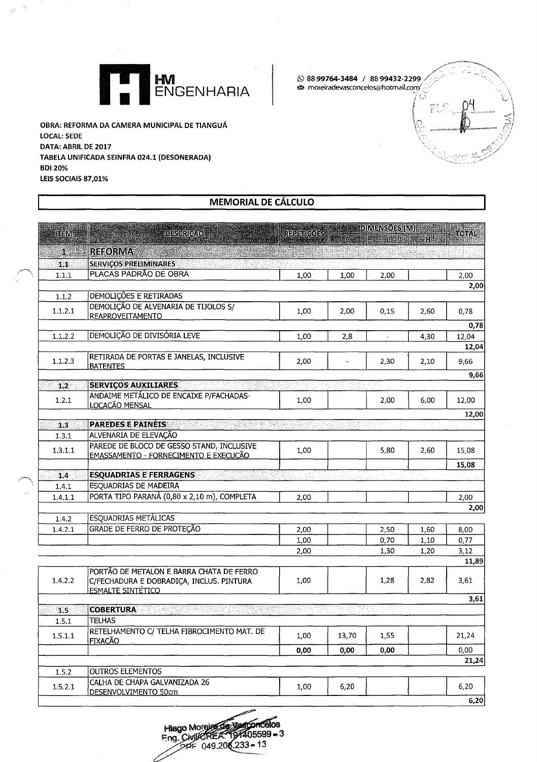**HM ENGENHARIA**

88 99764-3484 / 88 99432-2299
moreiradevasconcelos@hotmail.com

**OBRA: REFORMA DA CAMERA MUNICIPAL DE TIANGUÁ**
**LOCAL: SEDE**
**DATA: ABRIL DE 2017**
**TABELA UNIFICADA SEINFRA 024.1 (DESONERADA)**
**BDI 20%**
**LEIS SOCIAIS 87,01%**

## MEMORIAL DE CÁLCULO

| ITEM | DESCRIÇÃO | REPETIÇÕES | DIMENSÕES (M) C | L | H | TOTAL |
|---|---|---|---|---|---|---|
| **1** | **REFORMA** | | | | | |
| **1.1** | **SERVIÇOS PRELIMINARES** | | | | | |
| 1.1.1 | PLACAS PADRÃO DE OBRA | 1,00 | 1,00 | 2,00 | | 2,00 |
| | | | | | | **2,00** |
| 1.1.2 | DEMOLIÇÕES E RETIRADAS | | | | | |
| 1.1.2.1 | DEMOLIÇÃO DE ALVENARIA DE TIJOLOS S/ REAPROVEITAMENTO | 1,00 | 2,00 | 0,15 | 2,60 | 0,78 |
| | | | | | | **0,78** |
| 1.1.2.2 | DEMOLIÇÃO DE DIVISÓRIA LEVE | 1,00 | 2,8 | - | 4,30 | 12,04 |
| | | | | | | **12,04** |
| 1.1.2.3 | RETIRADA DE PORTAS E JANELAS, INCLUSIVE BATENTES | 2,00 | - | 2,30 | 2,10 | 9,66 |
| | | | | | | **9,66** |
| **1.2** | **SERVIÇOS AUXILIARES** | | | | | |
| 1.2.1 | ANDAIME METÁLICO DE ENCAIXE P/FACHADAS- LOCAÇÃO MENSAL | 1,00 | | 2,00 | 6,00 | 12,00 |
| | | | | | | **12,00** |
| **1.3** | **PAREDES E PAINÉIS** | | | | | |
| 1.3.1 | ALVENARIA DE ELEVAÇÃO | | | | | |
| 1.3.1.1 | PAREDE DE BLOCO DE GESSO STAND, INCLUSIVE EMASSAMENTO - FORNECIMENTO E EXECUÇÃO | 1,00 | | 5,80 | 2,60 | 15,08 |
| | | | | | | **15,08** |
| **1.4** | **ESQUADRIAS E FERRAGENS** | | | | | |
| 1.4.1 | ESQUADRIAS DE MADEIRA | | | | | |
| 1.4.1.1 | PORTA TIPO PARANÁ (0,80 x 2,10 m), COMPLETA | 2,00 | | | | 2,00 |
| | | | | | | **2,00** |
| 1.4.2 | ESQUADRIAS METÁLICAS | | | | | |
| 1.4.2.1 | GRADE DE FERRO DE PROTEÇÃO | 2,00 | | 2,50 | 1,60 | 8,00 |
| | | 1,00 | | 0,70 | 1,10 | 0,77 |
| | | 2,00 | | 1,30 | 1,20 | 3,12 |
| | | | | | | **11,89** |
| 1.4.2.2 | PORTÃO DE METALON E BARRA CHATA DE FERRO C/FECHADURA E DOBRADIÇA, INCLUS. PINTURA ESMALTE SINTÉTICO | 1,00 | | 1,28 | 2,82 | 3,61 |
| | | | | | | **3,61** |
| **1.5** | **COBERTURA** | | | | | |
| 1.5.1 | TELHAS | | | | | |
| 1.5.1.1 | RETELHAMENTO C/ TELHA FIBROCIMENTO MAT. DE FIXAÇÃO | 1,00 | 13,70 | 1,55 | | 21,24 |
| | | **0,00** | **0,00** | **0,00** | | 0,00 |
| | | | | | | **21,24** |
| 1.5.2 | OUTROS ELEMENTOS | | | | | |
| 1.5.2.1 | CALHA DE CHAPA GALVANIZADA 26 DESENVOLVIMENTO 50cm | 1,00 | 6,20 | | | 6,20 |
| | | | | | | **6,20** |

Hiago Moreira de Vasconcelos
Eng. Civil/CREA: 191405599-3
CPF 049.206.233-13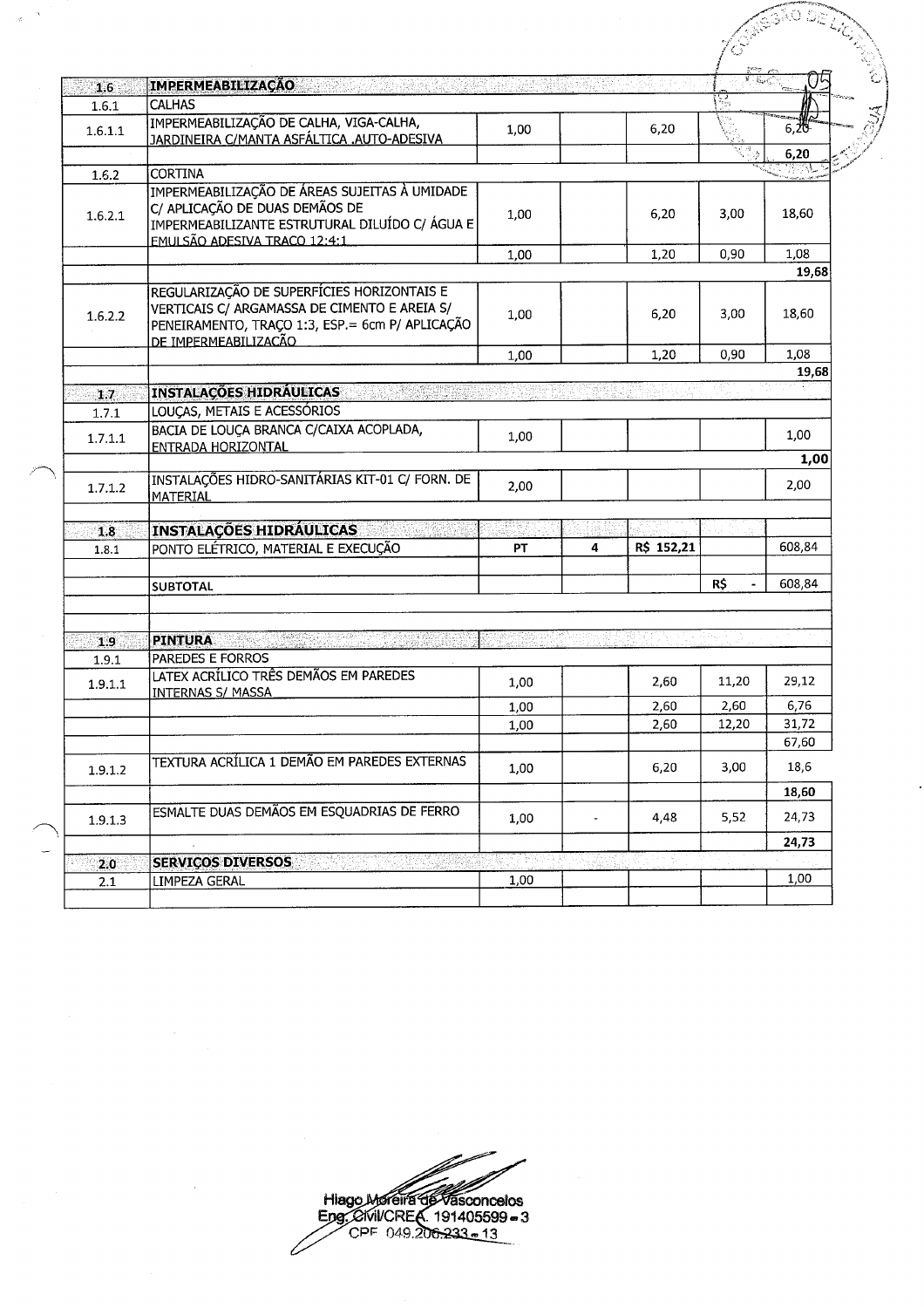| | | | | | | |
|---|---|---|---|---|---|---|
| 1.6 | IMPERMEABILIZAÇÃO | | | | | |
| 1.6.1 | CALHAS | | | | | |
| 1.6.1.1 | IMPERMEABILIZAÇÃO DE CALHA, VIGA-CALHA, JARDINEIRA C/MANTA ASFÁLTICA .AUTO-ADESIVA | 1,00 | | 6,20 | | 6,20 |
| | | | | | | **6,20** |
| 1.6.2 | CORTINA | | | | | |
| 1.6.2.1 | IMPERMEABILIZAÇÃO DE ÁREAS SUJEITAS À UMIDADE C/ APLICAÇÃO DE DUAS DEMÃOS DE IMPERMEABILIZANTE ESTRUTURAL DILUÍDO C/ ÁGUA E EMULSÃO ADESIVA TRAÇO 12:4:1 | 1,00 | | 6,20 | 3,00 | 18,60 |
| | | 1,00 | | 1,20 | 0,90 | 1,08 |
| | | | | | | **19,68** |
| 1.6.2.2 | REGULARIZAÇÃO DE SUPERFÍCIES HORIZONTAIS E VERTICAIS C/ ARGAMASSA DE CIMENTO E AREIA S/ PENEIRAMENTO, TRAÇO 1:3, ESP.= 6cm P/ APLICAÇÃO DE IMPERMEABILIZAÇÃO | 1,00 | | 6,20 | 3,00 | 18,60 |
| | | 1,00 | | 1,20 | 0,90 | 1,08 |
| | | | | | | **19,68** |
| 1.7 | INSTALAÇÕES HIDRÁULICAS | | | | | |
| 1.7.1 | LOUÇAS, METAIS E ACESSÓRIOS | | | | | |
| 1.7.1.1 | BACIA DE LOUÇA BRANCA C/CAIXA ACOPLADA, ENTRADA HORIZONTAL | 1,00 | | | | 1,00 |
| | | | | | | **1,00** |
| 1.7.1.2 | INSTALAÇÕES HIDRO-SANITÁRIAS KIT-01 C/ FORN. DE MATERIAL | 2,00 | | | | 2,00 |
| | | | | | | |
| 1.8 | INSTALAÇÕES HIDRÁULICAS | | | | | |
| 1.8.1 | PONTO ELÉTRICO, MATERIAL E EXECUÇÃO | PT | 4 | R$ 152,21 | | 608,84 |
| | | | | | | |
| | SUBTOTAL | | | | R$ - | 608,84 |
| | | | | | | |
| | | | | | | |
| 1.9 | PINTURA | | | | | |
| 1.9.1 | PAREDES E FORROS | | | | | |
| 1.9.1.1 | LATEX ACRÍLICO TRÊS DEMÃOS EM PAREDES INTERNAS S/ MASSA | 1,00 | | 2,60 | 11,20 | 29,12 |
| | | 1,00 | | 2,60 | 2,60 | 6,76 |
| | | 1,00 | | 2,60 | 12,20 | 31,72 |
| | | | | | | 67,60 |
| 1.9.1.2 | TEXTURA ACRÍLICA 1 DEMÃO EM PAREDES EXTERNAS | 1,00 | | 6,20 | 3,00 | 18,6 |
| | | | | | | **18,60** |
| 1.9.1.3 | ESMALTE DUAS DEMÃOS EM ESQUADRIAS DE FERRO | 1,00 | - | 4,48 | 5,52 | 24,73 |
| | | | | | | **24,73** |
| 2.0 | SERVIÇOS DIVERSOS | | | | | |
| 2.1 | LIMPEZA GERAL | 1,00 | | | | 1,00 |
| | | | | | | |

Hiago Moreira de Vasconcelos
Eng. Civil/CREA. 191405599-3
CPF 049.206.233-13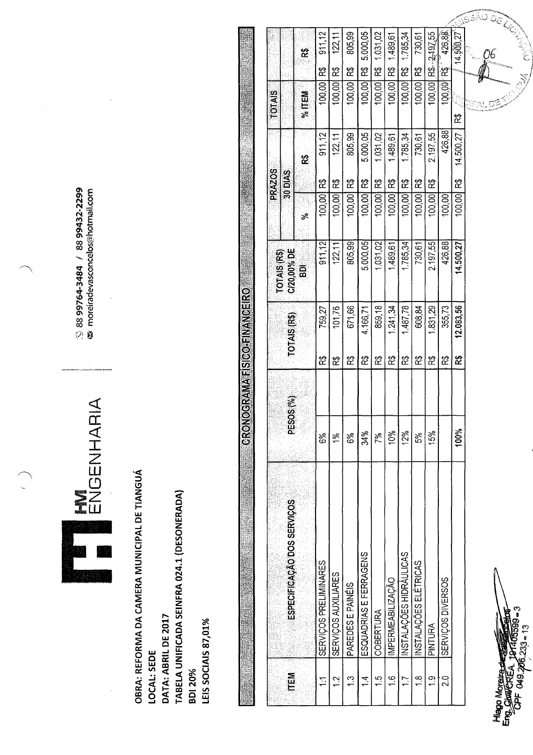HM ENGENHARIA

88 99764-3484 / 88 99432-2299
moreiradevasconcelos@hotmail.com

**OBRA: REFORMA DA CAMERA MUNICIPAL DE TIANGUÁ**
**LOCAL: SEDE**
**DATA: ABRIL DE 2017**
**TABELA UNIFICADA SEINFRA 024.1 (DESONERADA)**
**BDI 20%**
**LEIS SOCIAIS 87,01%**

## CRONOGRAMA FÍSICO-FINANCEIRO

| ITEM | ESPECIFICAÇÃO DOS SERVIÇOS | PESOS (%) | TOTAIS (R$) | TOTAIS (R$) C/20,00% DE BDI | PRAZOS 30 DIAS % | PRAZOS 30 DIAS R$ | TOTAIS % ITEM | TOTAIS R$ |
|---|---|---|---|---|---|---|---|---|
| 1.1 | SERVIÇOS PRELIMINARES | 6% | R$ 759,27 | 911,12 | 100,00 | R$ 911,12 | 100,00 | R$ 911,12 |
| 1.2 | SERVIÇOS AUXILIARES | 1% | R$ 101,76 | 122,11 | 100,00 | R$ 122,11 | 100,00 | R$ 122,11 |
| 1.3 | PAREDES E PAINÉIS | 6% | R$ 671,66 | 805,99 | 100,00 | R$ 805,99 | 100,00 | R$ 805,99 |
| 1.4 | ESQUADRIAS E FERRAGENS | 34% | R$ 4.166,71 | 5.000,05 | 100,00 | R$ 5.000,05 | 100,00 | R$ 5.000,05 |
| 1.5 | COBERTURA | 7% | R$ 859,18 | 1.031,02 | 100,00 | R$ 1.031,02 | 100,00 | R$ 1.031,02 |
| 1.6 | IMPERMEABILIZAÇÃO | 10% | R$ 1.241,34 | 1.489,61 | 100,00 | R$ 1.489,61 | 100,00 | R$ 1.489,61 |
| 1.7 | INSTALAÇÕES HIDRÁULICAS | 12% | R$ 1.487,78 | 1.785,34 | 100,00 | R$ 1.785,34 | 100,00 | R$ 1.785,34 |
| 1.8 | INSTALAÇÕES ELÉTRICAS | 5% | R$ 608,84 | 730,61 | 100,00 | R$ 730,61 | 100,00 | R$ 730,61 |
| 1.9 | PINTURA | 15% | R$ 1.831,29 | 2.197,55 | 100,00 | R$ 2.197,55 | 100,00 | R$ 2.197,55 |
| 2.0 | SERVIÇOS DIVERSOS | | R$ 355,73 | 426,88 | 100,00 | 426,88 | 100,00 | R$ 426,88 |
| | | 100% | R$ 12.083,56 | 14.500,27 | 100,00 | R$ 14.500,27 | R$ | 14.500,27 |

Hiago Moreira de Vasconcelos
Eng. Civil/CREA. 191405599-3
CPF 049.206.233-13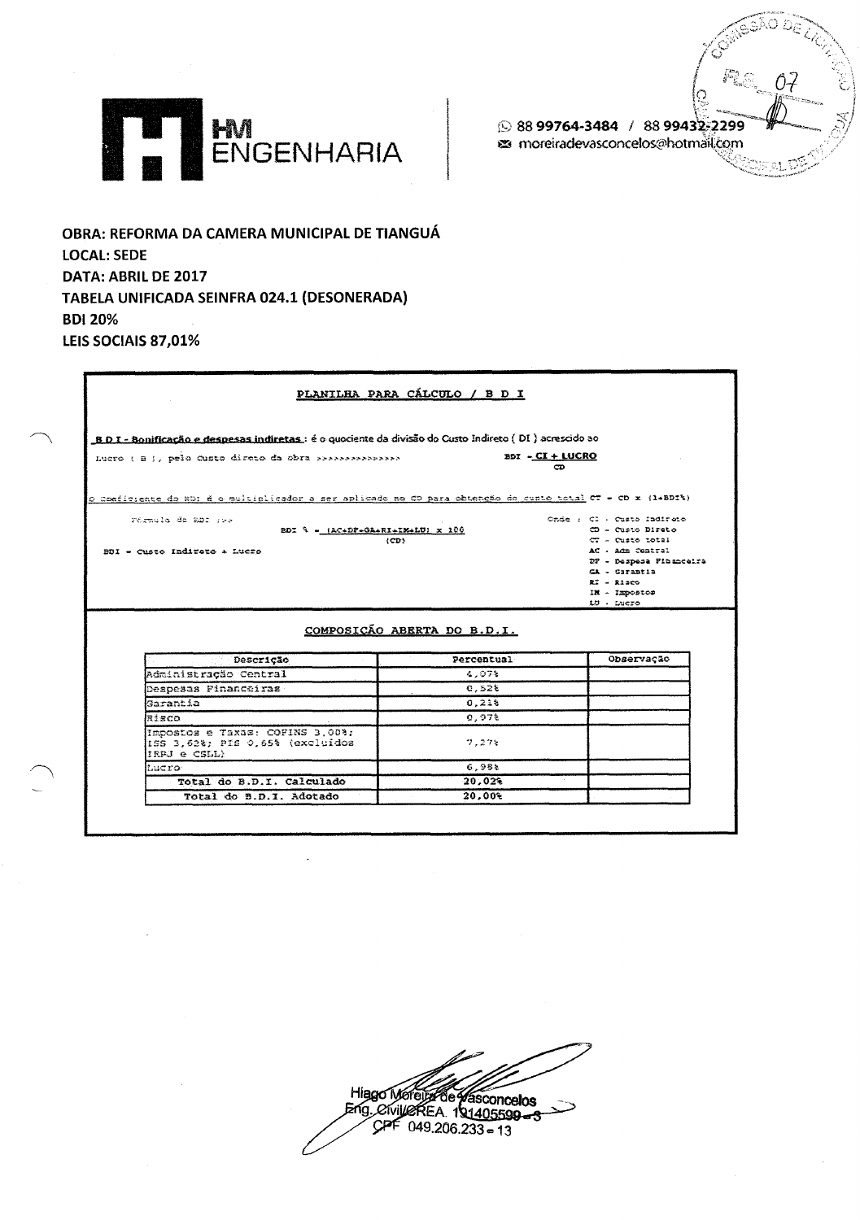**HM ENGENHARIA**

88 99764-3484 / 88 99432-2299
moreiradevasconcelos@hotmail.com

**OBRA: REFORMA DA CAMERA MUNICIPAL DE TIANGUÁ**
**LOCAL: SEDE**
**DATA: ABRIL DE 2017**
**TABELA UNIFICADA SEINFRA 024.1 (DESONERADA)**
**BDI 20%**
**LEIS SOCIAIS 87,01%**

## PLANILHA PARA CÁLCULO / B D I

**B D I - Bonificação e despesas indiretas:** é o quociente da divisão do Custo Indireto ( DI ) acrescido ao Lucro ( B ), pelo custo direto da obra >>>>>>>>>>>>>>

$$BDI = \frac{CI + LUCRO}{CD}$$

O coeficiente do BDI é o multiplicador a ser aplicado no CD para obtenção do custo total CT = CD x (1+BDI%)

Fórmula do BDI >>>

$$BDI\ \% = \frac{(AC+DF+GA+RI+IM+LU) \times 100}{(CD)}$$

BDI = Custo Indireto + Lucro

Onde :
- CI - Custo Indireto
- CD - Custo Direto
- CT - Custo total
- AC - Adm Central
- DF - Despesa Financeira
- GA - Garantia
- RI - Risco
- IM - Impostos
- LU - Lucro

## COMPOSIÇÃO ABERTA DO B.D.I.

| Descrição | Percentual | Observação |
|---|---|---|
| Administração Central | 4,07% | |
| Despesas Financeiras | 0,52% | |
| Garantia | 0,21% | |
| Risco | 0,97% | |
| Impostos e Taxas: COFINS 3,00%; ISS 3,62%; PIS 0,65% (excluídos IRPJ e CSLL) | 7,27% | |
| Lucro | 6,98% | |
| Total do B.D.I. Calculado | 20,02% | |
| Total do B.D.I. Adotado | 20,00% | |

Hiago Moreira de Vasconcelos
Eng. Civil/CREA. 191405599-3
CPF 049.206.233-13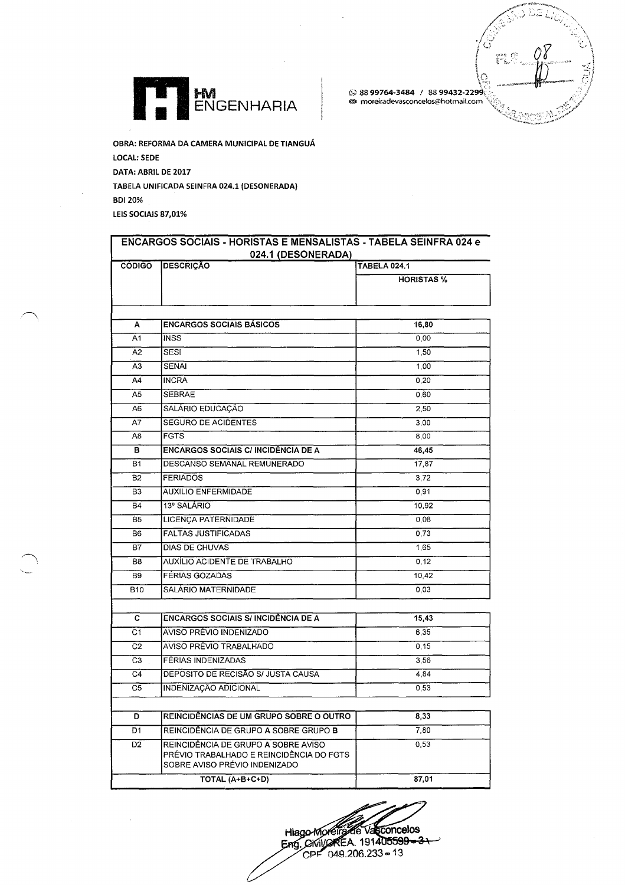HM ENGENHARIA

88 99764-3484 / 88 99432-2299
moreiradevasconcelos@hotmail.com

**OBRA: REFORMA DA CAMERA MUNICIPAL DE TIANGUÁ**

**LOCAL: SEDE**

**DATA: ABRIL DE 2017**

**TABELA UNIFICADA SEINFRA 024.1 (DESONERADA)**

**BDI 20%**

**LEIS SOCIAIS 87,01%**

| ENCARGOS SOCIAIS - HORISTAS E MENSALISTAS - TABELA SEINFRA 024 e 024.1 (DESONERADA) | | |
|---|---|---|
| **CÓDIGO** | **DESCRIÇÃO** | **TABELA 024.1** |
| | | **HORISTAS %** |
| **A** | **ENCARGOS SOCIAIS BÁSICOS** | **16,80** |
| A1 | INSS | 0,00 |
| A2 | SESI | 1,50 |
| A3 | SENAI | 1,00 |
| A4 | INCRA | 0,20 |
| A5 | SEBRAE | 0,60 |
| A6 | SALÁRIO EDUCAÇÃO | 2,50 |
| A7 | SEGURO DE ACIDENTES | 3,00 |
| A8 | FGTS | 8,00 |
| **B** | **ENCARGOS SOCIAIS C/ INCIDÊNCIA DE A** | **46,45** |
| B1 | DESCANSO SEMANAL REMUNERADO | 17,87 |
| B2 | FERIADOS | 3,72 |
| B3 | AUXILIO ENFERMIDADE | 0,91 |
| B4 | 13º SALÁRIO | 10,92 |
| B5 | LICENÇA PATERNIDADE | 0,08 |
| B6 | FALTAS JUSTIFICADAS | 0,73 |
| B7 | DIAS DE CHUVAS | 1,65 |
| B8 | AUXÍLIO ACIDENTE DE TRABALHO | 0,12 |
| B9 | FÉRIAS GOZADAS | 10,42 |
| B10 | SALÁRIO MATERNIDADE | 0,03 |
| **C** | **ENCARGOS SOCIAIS S/ INCIDÊNCIA DE A** | **15,43** |
| C1 | AVISO PRÉVIO INDENIZADO | 6,35 |
| C2 | AVISO PRÉVIO TRABALHADO | 0,15 |
| C3 | FÉRIAS INDENIZADAS | 3,56 |
| C4 | DEPÓSITO DE RECISÃO S/ JUSTA CAUSA | 4,84 |
| C5 | INDENIZAÇÃO ADICIONAL | 0,53 |
| **D** | **REINCIDÊNCIAS DE UM GRUPO SOBRE O OUTRO** | **8,33** |
| D1 | REINCIDÊNCIA DE GRUPO A SOBRE GRUPO B | 7,80 |
| D2 | REINCIDÊNCIA DE GRUPO A SOBRE AVISO PRÉVIO TRABALHADO E REINCIDÊNCIA DO FGTS SOBRE AVISO PRÉVIO INDENIZADO | 0,53 |
| **TOTAL (A+B+C+D)** | | **87,01** |

Hiago Moreira de Vasconcelos
Eng. Civil/CREA. 191405599-3
CPF 049.206.233-13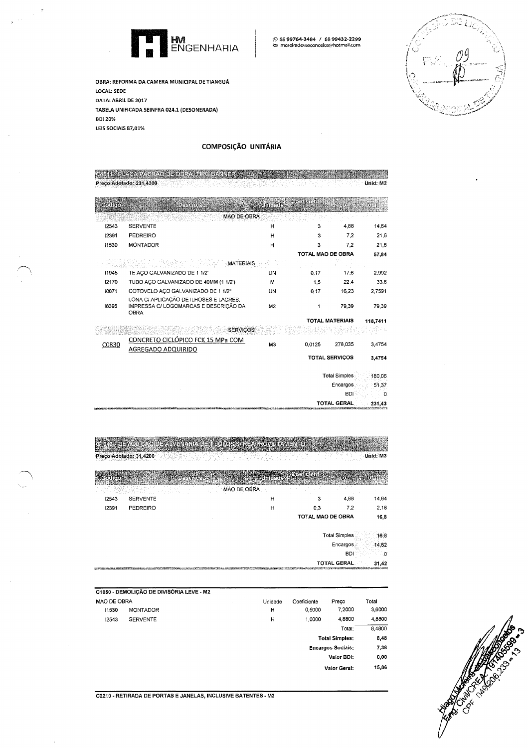HM ENGENHARIA

88 99764-3484 / 88 99432-2299
moreiradevasconcelos@hotmail.com

**OBRA: REFORMA DA CAMERA MUNICIPAL DE TIANGUÁ**
**LOCAL: SEDE**
**DATA: ABRIL DE 2017**
**TABELA UNIFICADA SEINFRA 024.1 (DESONERADA)**
**BDI 20%**
**LEIS SOCIAIS 87,01%**

## COMPOSIÇÃO UNITÁRIA

**C1541 - PLACA PADRÃO DE OBRA TIPO BANNER**

**Preço Adotado: 231,4300** — **Unid: M2**

| Código | Descrição | Unidade | Coeficiente | Preço | Total |
|---|---|---|---|---|---|
| | MAO DE OBRA | | | | |
| I2543 | SERVENTE | H | 3 | 4,88 | 14,64 |
| I2391 | PEDREIRO | H | 3 | 7,2 | 21,6 |
| I1530 | MONTADOR | H | 3 | 7,2 | 21,6 |
| | | | TOTAL MAO DE OBRA | | 57,84 |
| | MATERIAIS | | | | |
| I1945 | TE AÇO GALVANIZADO DE 1 1/2' | UN | 0,17 | 17,6 | 2,992 |
| I2170 | TUBO AÇO GALVANIZADO DE 40MM (1 1/2') | M | 1,5 | 22,4 | 33,6 |
| I0871 | COTOVELO AÇO GALVANIZADO DE 1 1/2" | UN | 0,17 | 16,23 | 2,7591 |
| I8395 | LONA C/ APLICAÇÃO DE ILHOSES E LACRES, IMPRESSA C/ LOGOMARCAS E DESCRIÇÃO DA OBRA | M2 | 1 | 79,39 | 79,39 |
| | | | TOTAL MATERIAIS | | 118,7411 |
| | SERVIÇOS | | | | |
| C0830 | CONCRETO CICLÓPICO FCK 15 MPa COM AGREGADO ADQUIRIDO | M3 | 0,0125 | 278,035 | 3,4754 |
| | | | TOTAL SERVIÇOS | | 3,4754 |

| | |
|---|---|
| Total Simples | 180,06 |
| Encargos | 51,37 |
| BDI | 0 |
| **TOTAL GERAL** | **231,43** |

**C1043 - DEMOLIÇÃO DE ALVENARIA DE TIJOLOS S/ REAPROVEITAMENTO**

**Preço Adotado: 31,4200** — **Unid: M3**

| Código | Descrição | Unidade | Coeficiente | Preço | Total |
|---|---|---|---|---|---|
| | MAO DE OBRA | | | | |
| I2543 | SERVENTE | H | 3 | 4,88 | 14,64 |
| I2391 | PEDREIRO | H | 0,3 | 7,2 | 2,16 |
| | | | TOTAL MAO DE OBRA | | 16,8 |

| | |
|---|---|
| Total Simples | 16,8 |
| Encargos | 14,62 |
| BDI | 0 |
| **TOTAL GERAL** | **31,42** |

**C1050 - DEMOLIÇÃO DE DIVISÓRIA LEVE - M2**

| MAO DE OBRA | | Unidade | Coeficiente | Preço | Total |
|---|---|---|---|---|---|
| I1530 | MONTADOR | H | 0,5000 | 7,2000 | 3,6000 |
| I2543 | SERVENTE | H | 1,0000 | 4,8800 | 4,8800 |
| | | | | Total: | 8,4800 |

| | |
|---|---|
| **Total Simples:** | 8,48 |
| **Encargos Sociais:** | 7,38 |
| **Valor BDI:** | 0,00 |
| **Valor Geral:** | 15,86 |

**C2210 - RETIRADA DE PORTAS E JANELAS, INCLUSIVE BATENTES - M2**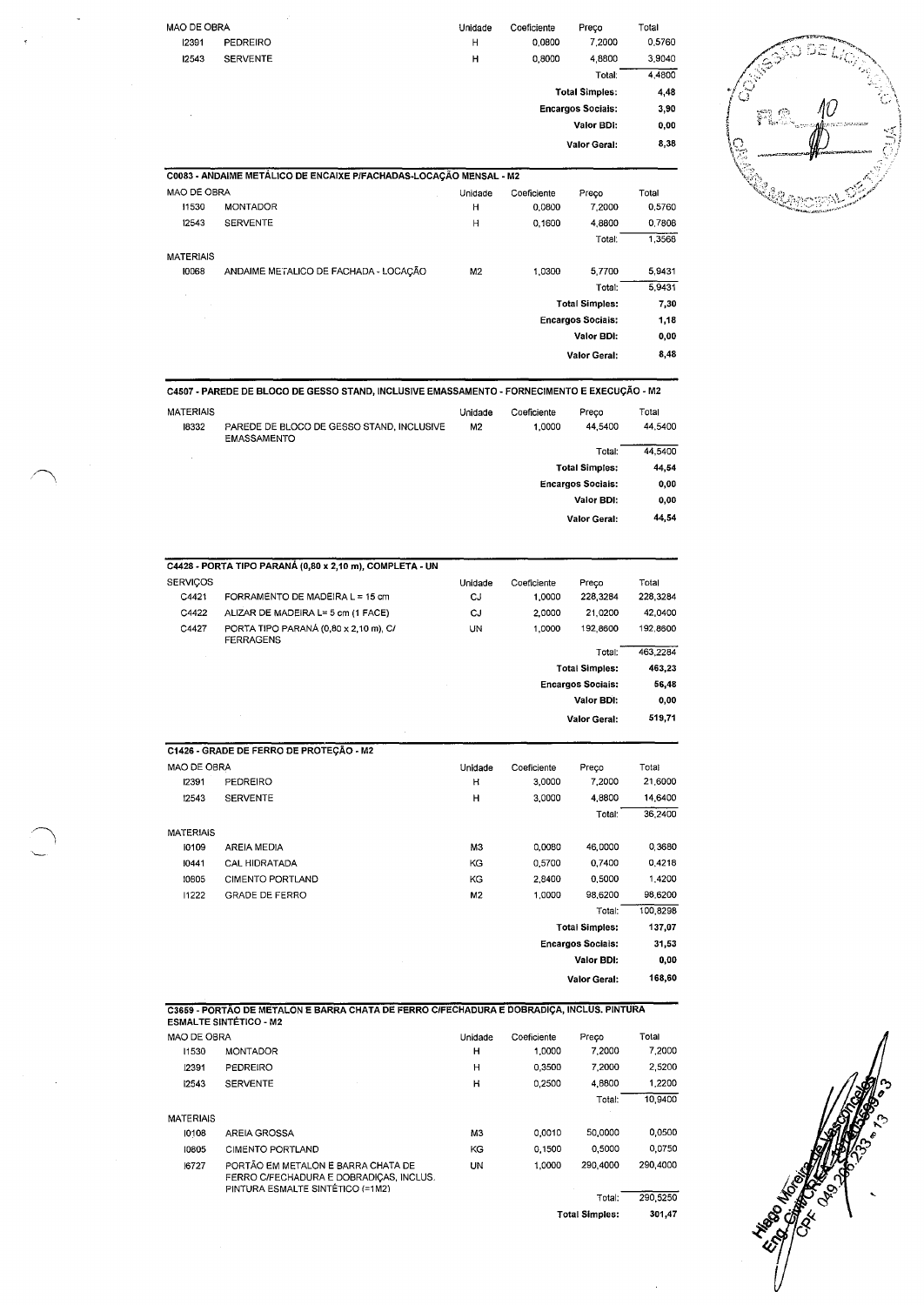| MAO DE OBRA | | Unidade | Coeficiente | Preço | Total |
|---|---|---|---|---|---|
| I2391 | PEDREIRO | H | 0,0800 | 7,2000 | 0,5760 |
| I2543 | SERVENTE | H | 0,8000 | 4,8800 | 3,9040 |
| | | | | Total: | 4,4800 |
| | | | | **Total Simples:** | **4,48** |
| | | | | **Encargos Sociais:** | **3,90** |
| | | | | **Valor BDI:** | **0,00** |
| | | | | **Valor Geral:** | **8,38** |

**C0083 - ANDAIME METÁLICO DE ENCAIXE P/FACHADAS-LOCAÇÃO MENSAL - M2**

| MAO DE OBRA | | Unidade | Coeficiente | Preço | Total |
|---|---|---|---|---|---|
| I1530 | MONTADOR | H | 0,0800 | 7,2000 | 0,5760 |
| I2543 | SERVENTE | H | 0,1600 | 4,8800 | 0,7808 |
| | | | | Total: | 1,3568 |
| **MATERIAIS** | | | | | |
| I0068 | ANDAIME METALICO DE FACHADA - LOCAÇÃO | M2 | 1,0300 | 5,7700 | 5,9431 |
| | | | | Total: | 5,9431 |
| | | | | **Total Simples:** | **7,30** |
| | | | | **Encargos Sociais:** | **1,18** |
| | | | | **Valor BDI:** | **0,00** |
| | | | | **Valor Geral:** | **8,48** |

**C4507 - PAREDE DE BLOCO DE GESSO STAND, INCLUSIVE EMASSAMENTO - FORNECIMENTO E EXECUÇÃO - M2**

| MATERIAIS | | Unidade | Coeficiente | Preço | Total |
|---|---|---|---|---|---|
| I8332 | PAREDE DE BLOCO DE GESSO STAND, INCLUSIVE EMASSAMENTO | M2 | 1,0000 | 44,5400 | 44,5400 |
| | | | | Total: | 44,5400 |
| | | | | **Total Simples:** | **44,54** |
| | | | | **Encargos Sociais:** | **0,00** |
| | | | | **Valor BDI:** | **0,00** |
| | | | | **Valor Geral:** | **44,54** |

**C4428 - PORTA TIPO PARANÁ (0,80 x 2,10 m), COMPLETA - UN**

| SERVIÇOS | | Unidade | Coeficiente | Preço | Total |
|---|---|---|---|---|---|
| C4421 | FORRAMENTO DE MADEIRA L = 15 cm | CJ | 1,0000 | 228,3284 | 228,3284 |
| C4422 | ALIZAR DE MADEIRA L= 5 cm (1 FACE) | CJ | 2,0000 | 21,0200 | 42,0400 |
| C4427 | PORTA TIPO PARANÁ (0,80 x 2,10 m), C/ FERRAGENS | UN | 1,0000 | 192,8600 | 192,8600 |
| | | | | Total: | 463,2284 |
| | | | | **Total Simples:** | **463,23** |
| | | | | **Encargos Sociais:** | **56,48** |
| | | | | **Valor BDI:** | **0,00** |
| | | | | **Valor Geral:** | **519,71** |

**C1426 - GRADE DE FERRO DE PROTEÇÃO - M2**

| MAO DE OBRA | | Unidade | Coeficiente | Preço | Total |
|---|---|---|---|---|---|
| I2391 | PEDREIRO | H | 3,0000 | 7,2000 | 21,6000 |
| I2543 | SERVENTE | H | 3,0000 | 4,8800 | 14,6400 |
| | | | | Total: | 36,2400 |
| **MATERIAIS** | | | | | |
| I0109 | AREIA MEDIA | M3 | 0,0080 | 46,0000 | 0,3680 |
| I0441 | CAL HIDRATADA | KG | 0,5700 | 0,7400 | 0,4218 |
| I0805 | CIMENTO PORTLAND | KG | 2,8400 | 0,5000 | 1,4200 |
| I1222 | GRADE DE FERRO | M2 | 1,0000 | 98,6200 | 98,6200 |
| | | | | Total: | 100,8298 |
| | | | | **Total Simples:** | **137,07** |
| | | | | **Encargos Sociais:** | **31,53** |
| | | | | **Valor BDI:** | **0,00** |
| | | | | **Valor Geral:** | **168,60** |

**C3659 - PORTÃO DE METALON E BARRA CHATA DE FERRO C/FECHADURA E DOBRADIÇA, INCLUS. PINTURA ESMALTE SINTÉTICO - M2**

| MAO DE OBRA | | Unidade | Coeficiente | Preço | Total |
|---|---|---|---|---|---|
| I1530 | MONTADOR | H | 1,0000 | 7,2000 | 7,2000 |
| I2391 | PEDREIRO | H | 0,3500 | 7,2000 | 2,5200 |
| I2543 | SERVENTE | H | 0,2500 | 4,8800 | 1,2200 |
| | | | | Total: | 10,9400 |
| **MATERIAIS** | | | | | |
| I0108 | AREIA GROSSA | M3 | 0,0010 | 50,0000 | 0,0500 |
| I0805 | CIMENTO PORTLAND | KG | 0,1500 | 0,5000 | 0,0750 |
| I6727 | PORTÃO EM METALON E BARRA CHATA DE FERRO C/FECHADURA E DOBRADIÇAS, INCLUS. PINTURA ESMALTE SINTÉTICO (=1M2) | UN | 1,0000 | 290,4000 | 290,4000 |
| | | | | Total: | 290,5250 |
| | | | | **Total Simples:** | **301,47** |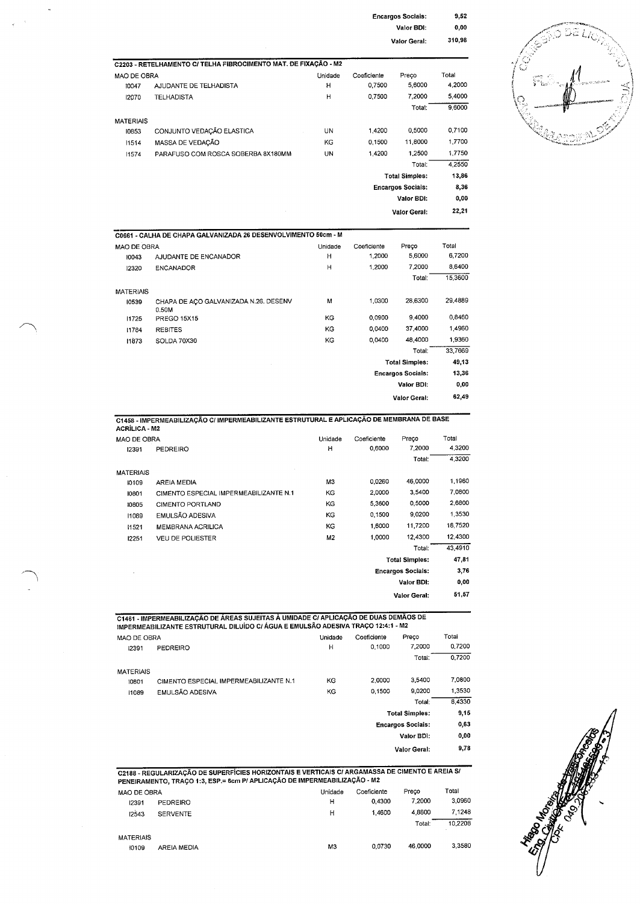| | |
|---|---|
| **Encargos Sociais:** | **9,52** |
| **Valor BDI:** | **0,00** |
| **Valor Geral:** | **310,98** |

**C2203 - RETELHAMENTO C/ TELHA FIBROCIMENTO MAT. DE FIXAÇÃO - M2**

| MAO DE OBRA | | Unidade | Coeficiente | Preço | Total |
|---|---|---|---|---|---|
| I0047 | AJUDANTE DE TELHADISTA | H | 0,7500 | 5,6000 | 4,2000 |
| I2070 | TELHADISTA | H | 0,7500 | 7,2000 | 5,4000 |
| | | | | Total: | 9,6000 |
| **MATERIAIS** | | | | | |
| I0853 | CONJUNTO VEDAÇÃO ELASTICA | UN | 1,4200 | 0,5000 | 0,7100 |
| I1514 | MASSA DE VEDAÇÃO | KG | 0,1500 | 11,8000 | 1,7700 |
| I1574 | PARAFUSO COM ROSCA SOBERBA 8X180MM | UN | 1,4200 | 1,2500 | 1,7750 |
| | | | | Total: | 4,2550 |
| | | | | **Total Simples:** | **13,86** |
| | | | | **Encargos Sociais:** | **8,36** |
| | | | | **Valor BDI:** | **0,00** |
| | | | | **Valor Geral:** | **22,21** |

**C0661 - CALHA DE CHAPA GALVANIZADA 26 DESENVOLVIMENTO 50cm - M**

| MAO DE OBRA | | Unidade | Coeficiente | Preço | Total |
|---|---|---|---|---|---|
| I0043 | AJUDANTE DE ENCANADOR | H | 1,2000 | 5,6000 | 6,7200 |
| I2320 | ENCANADOR | H | 1,2000 | 7,2000 | 8,6400 |
| | | | | Total: | 15,3600 |
| **MATERIAIS** | | | | | |
| I0539 | CHAPA DE AÇO GALVANIZADA N.26. DESENV 0.50M | M | 1,0300 | 28,6300 | 29,4889 |
| I1725 | PREGO 15X15 | KG | 0,0900 | 9,4000 | 0,8460 |
| I1784 | REBITES | KG | 0,0400 | 37,4000 | 1,4960 |
| I1873 | SOLDA 70X30 | KG | 0,0400 | 48,4000 | 1,9360 |
| | | | | Total: | 33,7669 |
| | | | | **Total Simples:** | **49,13** |
| | | | | **Encargos Sociais:** | **13,36** |
| | | | | **Valor BDI:** | **0,00** |
| | | | | **Valor Geral:** | **62,49** |

**C1458 - IMPERMEABILIZAÇÃO C/ IMPERMEABILIZANTE ESTRUTURAL E APLICAÇÃO DE MEMBRANA DE BASE ACRÍLICA - M2**

| MAO DE OBRA | | Unidade | Coeficiente | Preço | Total |
|---|---|---|---|---|---|
| I2391 | PEDREIRO | H | 0,6000 | 7,2000 | 4,3200 |
| | | | | Total: | 4,3200 |
| **MATERIAIS** | | | | | |
| I0109 | AREIA MEDIA | M3 | 0,0260 | 46,0000 | 1,1960 |
| I0801 | CIMENTO ESPECIAL IMPERMEABILIZANTE N.1 | KG | 2,0000 | 3,5400 | 7,0800 |
| I0805 | CIMENTO PORTLAND | KG | 5,3600 | 0,5000 | 2,6800 |
| I1089 | EMULSÃO ADESIVA | KG | 0,1500 | 9,0200 | 1,3530 |
| I1521 | MEMBRANA ACRILICA | KG | 1,6000 | 11,7200 | 18,7520 |
| I2251 | VEU DE POLIESTER | M2 | 1,0000 | 12,4300 | 12,4300 |
| | | | | Total: | 43,4910 |
| | | | | **Total Simples:** | **47,81** |
| | | | | **Encargos Sociais:** | **3,76** |
| | | | | **Valor BDI:** | **0,00** |
| | | | | **Valor Geral:** | **51,57** |

**C1461 - IMPERMEABILIZAÇÃO DE ÁREAS SUJEITAS À UMIDADE C/ APLICAÇÃO DE DUAS DEMÃOS DE IMPERMEABILIZANTE ESTRUTURAL DILUÍDO C/ ÁGUA E EMULSÃO ADESIVA TRAÇO 12:4:1 - M2**

| MAO DE OBRA | | Unidade | Coeficiente | Preço | Total |
|---|---|---|---|---|---|
| I2391 | PEDREIRO | H | 0,1000 | 7,2000 | 0,7200 |
| | | | | Total: | 0,7200 |
| **MATERIAIS** | | | | | |
| I0801 | CIMENTO ESPECIAL IMPERMEABILIZANTE N.1 | KG | 2,0000 | 3,5400 | 7,0800 |
| I1089 | EMULSÃO ADESIVA | KG | 0,1500 | 9,0200 | 1,3530 |
| | | | | Total: | 8,4330 |
| | | | | **Total Simples:** | **9,15** |
| | | | | **Encargos Sociais:** | **0,63** |
| | | | | **Valor BDI:** | **0,00** |
| | | | | **Valor Geral:** | **9,78** |

**C2188 - REGULARIZAÇÃO DE SUPERFÍCIES HORIZONTAIS E VERTICAIS C/ ARGAMASSA DE CIMENTO E AREIA S/ PENEIRAMENTO, TRAÇO 1:3, ESP.= 6cm P/ APLICAÇÃO DE IMPERMEABILIZAÇÃO - M2**

| MAO DE OBRA | | Unidade | Coeficiente | Preço | Total |
|---|---|---|---|---|---|
| I2391 | PEDREIRO | H | 0,4300 | 7,2000 | 3,0960 |
| I2543 | SERVENTE | H | 1,4600 | 4,8800 | 7,1248 |
| | | | | Total: | 10,2208 |
| **MATERIAIS** | | | | | |
| I0109 | AREIA MEDIA | M3 | 0,0730 | 46,0000 | 3,3580 |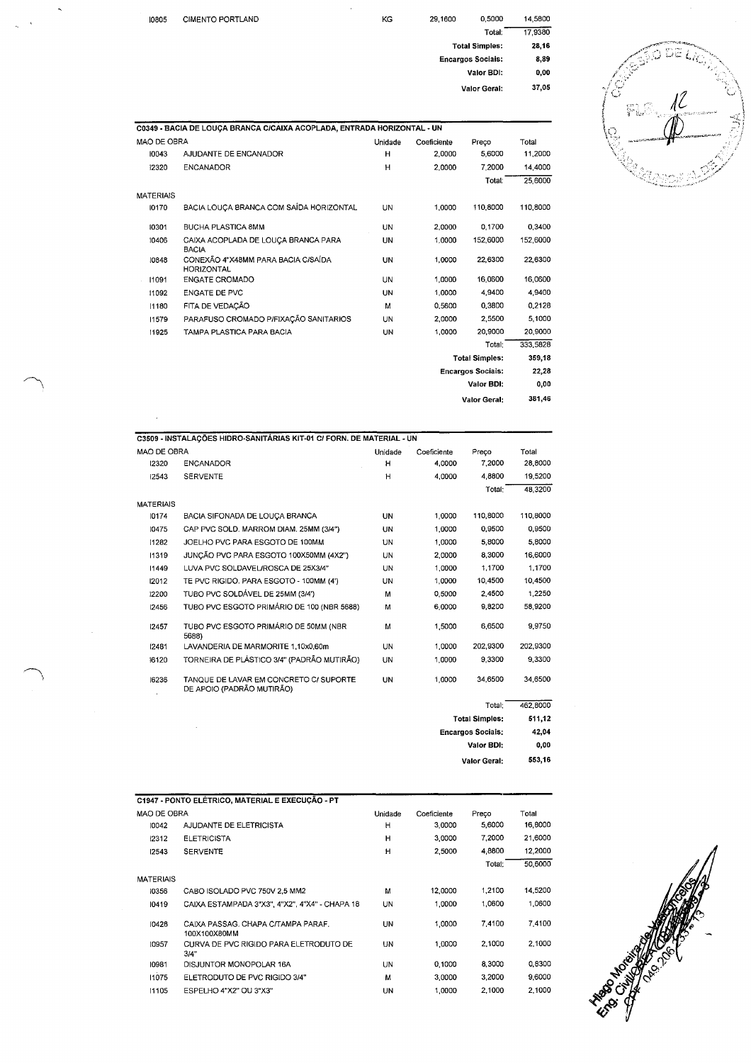| | | | | | |
|---|---|---|---|---|---|
| I0805 | CIMENTO PORTLAND | KG | 29,1600 | 0,5000 | 14,5800 |
| | | | | Total: | 17,9380 |
| | | | | Total Simples: | 28,16 |
| | | | | Encargos Sociais: | 8,89 |
| | | | | Valor BDI: | 0,00 |
| | | | | Valor Geral: | 37,05 |

## C0349 - BACIA DE LOUÇA BRANCA C/CAIXA ACOPLADA, ENTRADA HORIZONTAL - UN

| MAO DE OBRA | | Unidade | Coeficiente | Preço | Total |
|---|---|---|---|---|---|
| I0043 | AJUDANTE DE ENCANADOR | H | 2,0000 | 5,6000 | 11,2000 |
| I2320 | ENCANADOR | H | 2,0000 | 7,2000 | 14,4000 |
| | | | | Total: | 25,6000 |
| **MATERIAIS** | | | | | |
| I0170 | BACIA LOUÇA BRANCA COM SAÍDA HORIZONTAL | UN | 1,0000 | 110,8000 | 110,8000 |
| I0301 | BUCHA PLASTICA 8MM | UN | 2,0000 | 0,1700 | 0,3400 |
| I0406 | CAIXA ACOPLADA DE LOUÇA BRANCA PARA BACIA | UN | 1,0000 | 152,6000 | 152,6000 |
| I0848 | CONEXÃO 4"X48MM PARA BACIA C/SAÍDA HORIZONTAL | UN | 1,0000 | 22,6300 | 22,6300 |
| I1091 | ENGATE CROMADO | UN | 1,0000 | 16,0600 | 16,0600 |
| I1092 | ENGATE DE PVC | UN | 1,0000 | 4,9400 | 4,9400 |
| I1180 | FITA DE VEDAÇÃO | M | 0,5600 | 0,3800 | 0,2128 |
| I1579 | PARAFUSO CROMADO P/FIXAÇÃO SANITARIOS | UN | 2,0000 | 2,5500 | 5,1000 |
| I1925 | TAMPA PLASTICA PARA BACIA | UN | 1,0000 | 20,9000 | 20,9000 |
| | | | | Total: | 333,5828 |
| | | | | Total Simples: | 359,18 |
| | | | | Encargos Sociais: | 22,28 |
| | | | | Valor BDI: | 0,00 |
| | | | | Valor Geral: | 381,46 |

## C3509 - INSTALAÇÕES HIDRO-SANITÁRIAS KIT-01 C/ FORN. DE MATERIAL - UN

| MAO DE OBRA | | Unidade | Coeficiente | Preço | Total |
|---|---|---|---|---|---|
| I2320 | ENCANADOR | H | 4,0000 | 7,2000 | 28,8000 |
| I2543 | SERVENTE | H | 4,0000 | 4,8800 | 19,5200 |
| | | | | Total: | 48,3200 |
| **MATERIAIS** | | | | | |
| I0174 | BACIA SIFONADA DE LOUÇA BRANCA | UN | 1,0000 | 110,8000 | 110,8000 |
| I0475 | CAP PVC SOLD. MARROM DIAM. 25MM (3/4") | UN | 1,0000 | 0,9500 | 0,9500 |
| I1282 | JOELHO PVC PARA ESGOTO DE 100MM | UN | 1,0000 | 5,8000 | 5,8000 |
| I1319 | JUNÇÃO PVC PARA ESGOTO 100X50MM (4X2") | UN | 2,0000 | 8,3000 | 16,6000 |
| I1449 | LUVA PVC SOLDAVEL/ROSCA DE 25X3/4" | UN | 1,0000 | 1,1700 | 1,1700 |
| I2012 | TE PVC RIGIDO. PARA ESGOTO - 100MM (4') | UN | 1,0000 | 10,4500 | 10,4500 |
| I2200 | TUBO PVC SOLDÁVEL DE 25MM (3/4') | M | 0,5000 | 2,4500 | 1,2250 |
| I2456 | TUBO PVC ESGOTO PRIMÁRIO DE 100 (NBR 5688) | M | 6,0000 | 9,8200 | 58,9200 |
| I2457 | TUBO PVC ESGOTO PRIMÁRIO DE 50MM (NBR 5688) | M | 1,5000 | 6,6500 | 9,9750 |
| I2481 | LAVANDERIA DE MARMORITE 1,10x0,60m | UN | 1,0000 | 202,9300 | 202,9300 |
| I6120 | TORNEIRA DE PLÁSTICO 3/4" (PADRÃO MUTIRÃO) | UN | 1,0000 | 9,3300 | 9,3300 |
| I6236 | TANQUE DE LAVAR EM CONCRETO C/ SUPORTE DE APOIO (PADRÃO MUTIRÃO) | UN | 1,0000 | 34,6500 | 34,6500 |
| | | | | Total: | 462,8000 |
| | | | | Total Simples: | 511,12 |
| | | | | Encargos Sociais: | 42,04 |
| | | | | Valor BDI: | 0,00 |
| | | | | Valor Geral: | 553,16 |

## C1947 - PONTO ELÉTRICO, MATERIAL E EXECUÇÃO - PT

| MAO DE OBRA | | Unidade | Coeficiente | Preço | Total |
|---|---|---|---|---|---|
| I0042 | AJUDANTE DE ELETRICISTA | H | 3,0000 | 5,6000 | 16,8000 |
| I2312 | ELETRICISTA | H | 3,0000 | 7,2000 | 21,6000 |
| I2543 | SERVENTE | H | 2,5000 | 4,8800 | 12,2000 |
| | | | | Total: | 50,6000 |
| **MATERIAIS** | | | | | |
| I0356 | CABO ISOLADO PVC 750V 2,5 MM2 | M | 12,0000 | 1,2100 | 14,5200 |
| I0419 | CAIXA ESTAMPADA 3"X3", 4"X2", 4"X4" - CHAPA 18 | UN | 1,0000 | 1,0600 | 1,0600 |
| I0428 | CAIXA PASSAG. CHAPA C/TAMPA PARAF. 100X100X80MM | UN | 1,0000 | 7,4100 | 7,4100 |
| I0957 | CURVA DE PVC RIGIDO PARA ELETRODUTO DE 3/4" | UN | 1,0000 | 2,1000 | 2,1000 |
| I0981 | DISJUNTOR MONOPOLAR 16A | UN | 0,1000 | 8,3000 | 0,8300 |
| I1075 | ELETRODUTO DE PVC RIGIDO 3/4" | M | 3,0000 | 3,2000 | 9,6000 |
| I1105 | ESPELHO 4"X2" OU 3"X3" | UN | 1,0000 | 2,1000 | 2,1000 |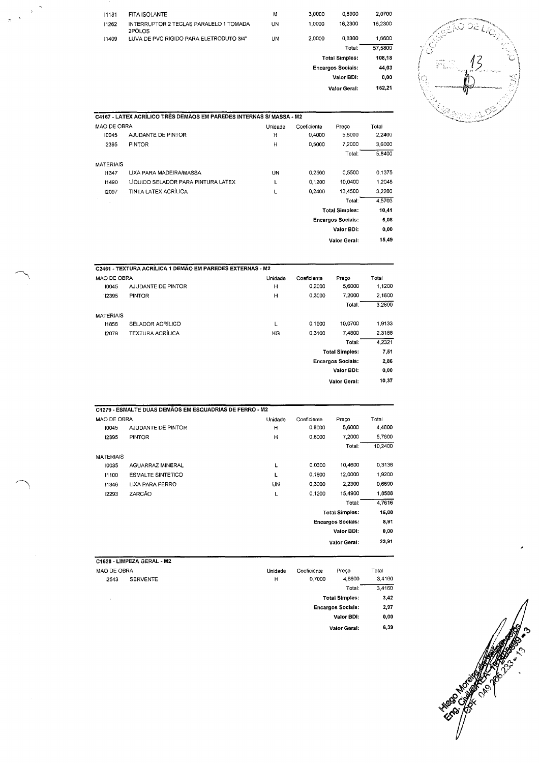| | | | | | |
|---|---|---|---|---|---|
| I1181 | FITA ISOLANTE | M | 3,0000 | 0,6900 | 2,0700 |
| I1262 | INTERRUPTOR 2 TECLAS PARALELO 1 TOMADA 2POLOS | UN | 1,0000 | 16,2300 | 16,2300 |
| I1409 | LUVA DE PVC RIGIDO PARA ELETRODUTO 3/4" | UN | 2,0000 | 0,8300 | 1,6600 |
| | | | | Total: | 57,5800 |
| | | | | Total Simples: | 108,18 |
| | | | | Encargos Sociais: | 44,03 |
| | | | | Valor BDI: | 0,00 |
| | | | | Valor Geral: | 152,21 |

**C4167 - LATEX ACRÍLICO TRÊS DEMÃOS EM PAREDES INTERNAS S/ MASSA - M2**

| MAO DE OBRA | | Unidade | Coeficiente | Preço | Total |
|---|---|---|---|---|---|
| I0045 | AJUDANTE DE PINTOR | H | 0,4000 | 5,6000 | 2,2400 |
| I2395 | PINTOR | H | 0,5000 | 7,2000 | 3,6000 |
| | | | | Total: | 5,8400 |
| MATERIAIS | | | | | |
| I1347 | LIXA PARA MADEIRA/MASSA | UN | 0,2500 | 0,5500 | 0,1375 |
| I1490 | LÍQUIDO SELADOR PARA PINTURA LATEX | L | 0,1200 | 10,0400 | 1,2048 |
| I2097 | TINTA LATEX ACRÍLICA | L | 0,2400 | 13,4500 | 3,2280 |
| | | | | Total: | 4,5703 |
| | | | | Total Simples: | 10,41 |
| | | | | Encargos Sociais: | 5,08 |
| | | | | Valor BDI: | 0,00 |
| | | | | Valor Geral: | 15,49 |

**C2461 - TEXTURA ACRÍLICA 1 DEMÃO EM PAREDES EXTERNAS - M2**

| MAO DE OBRA | | Unidade | Coeficiente | Preço | Total |
|---|---|---|---|---|---|
| I0045 | AJUDANTE DE PINTOR | H | 0,2000 | 5,6000 | 1,1200 |
| I2395 | PINTOR | H | 0,3000 | 7,2000 | 2,1600 |
| | | | | Total: | 3,2800 |
| MATERIAIS | | | | | |
| I1856 | SELADOR ACRÍLICO | L | 0,1900 | 10,0700 | 1,9133 |
| I2079 | TEXTURA ACRÍLICA | KG | 0,3100 | 7,4800 | 2,3188 |
| | | | | Total: | 4,2321 |
| | | | | Total Simples: | 7,51 |
| | | | | Encargos Sociais: | 2,86 |
| | | | | Valor BDI: | 0,00 |
| | | | | Valor Geral: | 10,37 |

**C1279 - ESMALTE DUAS DEMÃOS EM ESQUADRIAS DE FERRO - M2**

| MAO DE OBRA | | Unidade | Coeficiente | Preço | Total |
|---|---|---|---|---|---|
| I0045 | AJUDANTE DE PINTOR | H | 0,8000 | 5,6000 | 4,4800 |
| I2395 | PINTOR | H | 0,8000 | 7,2000 | 5,7600 |
| | | | | Total: | 10,2400 |
| MATERIAIS | | | | | |
| I0035 | AGUARRAZ MINERAL | L | 0,0300 | 10,4600 | 0,3138 |
| I1100 | ESMALTE SINTETICO | L | 0,1600 | 12,0000 | 1,9200 |
| I1346 | LIXA PARA FERRO | UN | 0,3000 | 2,2300 | 0,6690 |
| I2293 | ZARCÃO | L | 0,1200 | 15,4900 | 1,8588 |
| | | | | Total: | 4,7616 |
| | | | | Total Simples: | 15,00 |
| | | | | Encargos Sociais: | 8,91 |
| | | | | Valor BDI: | 0,00 |
| | | | | Valor Geral: | 23,91 |

**C1628 - LIMPEZA GERAL - M2**

| MAO DE OBRA | | Unidade | Coeficiente | Preço | Total |
|---|---|---|---|---|---|
| I2543 | SERVENTE | H | 0,7000 | 4,8800 | 3,4160 |
| | | | | Total: | 3,4160 |
| | | | | Total Simples: | 3,42 |
| | | | | Encargos Sociais: | 2,97 |
| | | | | Valor BDI: | 0,00 |
| | | | | Valor Geral: | 6,39 |

Hugo Moreira
Eng. Civil
CPF 049.206.233-13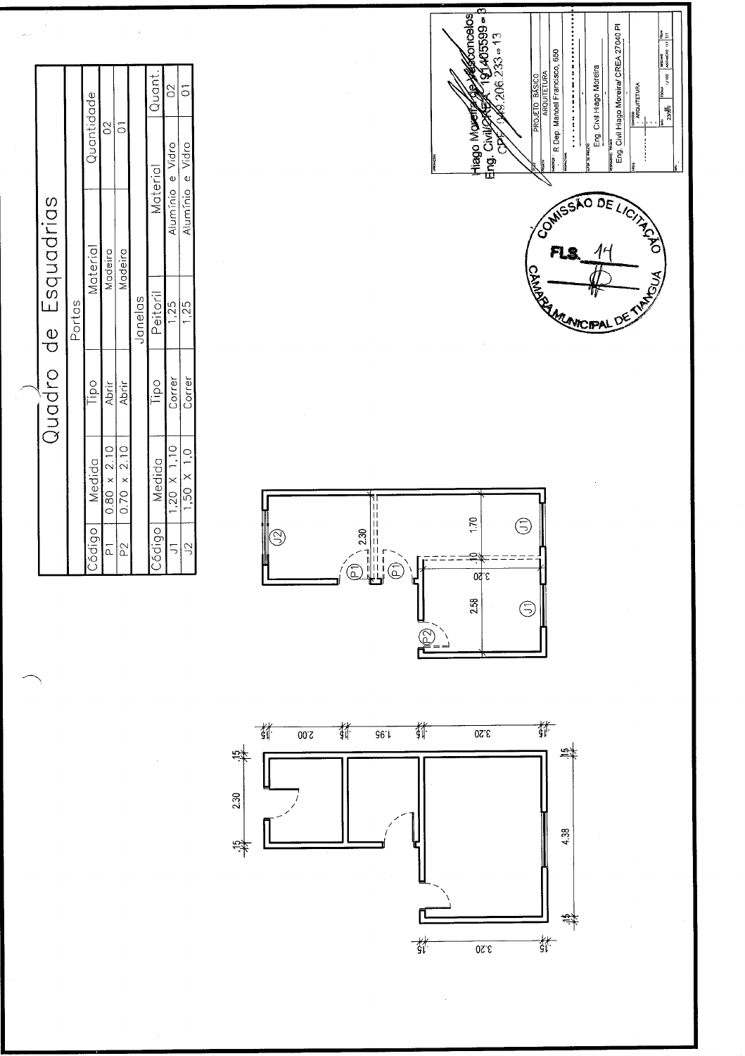# Quadro de Esquadrias

| Código | Medida | Tipo | Material | Quantidade |
|---|---|---|---|---|
| **Portas** | | | | |
| P1 | 0.80 x 2.10 | Abrir | Madeira | 02 |
| P2 | 0.70 x 2.10 | Abrir | Madeira | 01 |
| **Janelas** | | | | |
| Código | Medida | Tipo | Peitoril | Material | Quant. |
| J1 | 1,20 X 1,10 | Correr | 1,25 | Alumínio e Vidro | 02 |
| J2 | 1,50 X 1,0 | Correr | 1,25 | Alumínio e Vidro | 01 |

2.30 | 1.70 | 2.58 | 3.20 | .10

P1 | P1 | P2 | J1 | J1 | J2

.15 | 2.30 | .15 | 4.38 | .15

.15 | 2.00 | .15 | 1.95 | .15 | 3.20 | .15

.15 | 3.20 | .15

COMISSÃO DE LICITAÇÃO
FLS. 14
CÂMARA MUNICIPAL DE TIANGUÁ

Hiago Moreira de Vasconcelos
Eng. Civil/CREA 1914605599
CPF 048.206.233-13

PROJETO BÁSICO
ARQUITETURA

R. Dep. Manoel Francisco, 650

Eng. Civil Hiago Moreira

Eng. Civil Hiago Moreira/ CREA 27040 PI

ARQUITETURA

1/100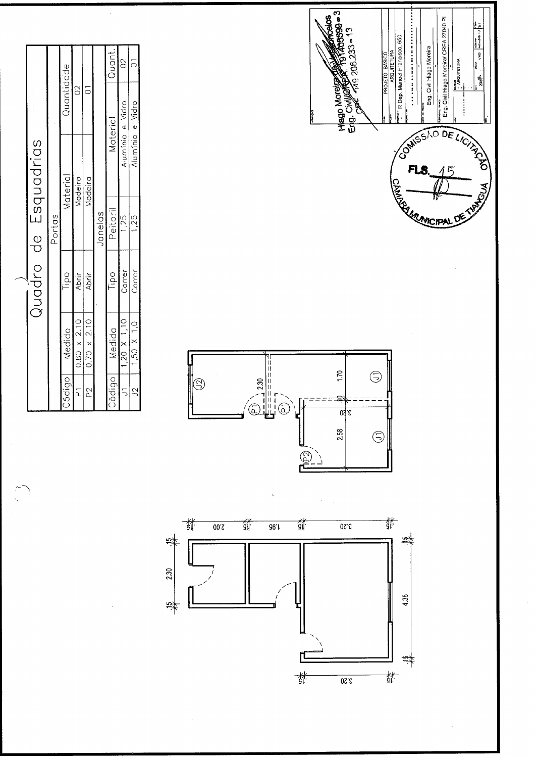# Quadro de Esquadrias

| Código | Medida | Tipo | Material | Quantidade |
|---|---|---|---|---|
| **Portas** | | | | |
| P1 | 0.80 x 2.10 | Abrir | Madeira | 02 |
| P2 | 0.70 x 2.10 | Abrir | Madeira | 01 |
| **Janelas** | | | | |
| Código | Medida | Tipo | Peitoril | Material | Quant. |
| J1 | 1,20 X 1,10 | Correr | 1,25 | Alumínio e Vidro | 02 |
| J2 | 1,50 X 1,0 | Correr | 1,25 | Alumínio e Vidro | 01 |

Hiago Moreira de Vasconcelos
Eng. Civil/CREA 1914055993
CPF 149.206.233-13

PROJETO BÁSICO
ARQUITETURA
R Dep. Manoel Francisco, 650
Eng. Civil Hiago Moreira
Eng. Civil Hiago Moreira/ CREA 27040 PI
ARQUITETURA

COMISSÃO DE LICITAÇÃO
FLS. 15
CÂMARA MUNICIPAL DE TIANGUÁ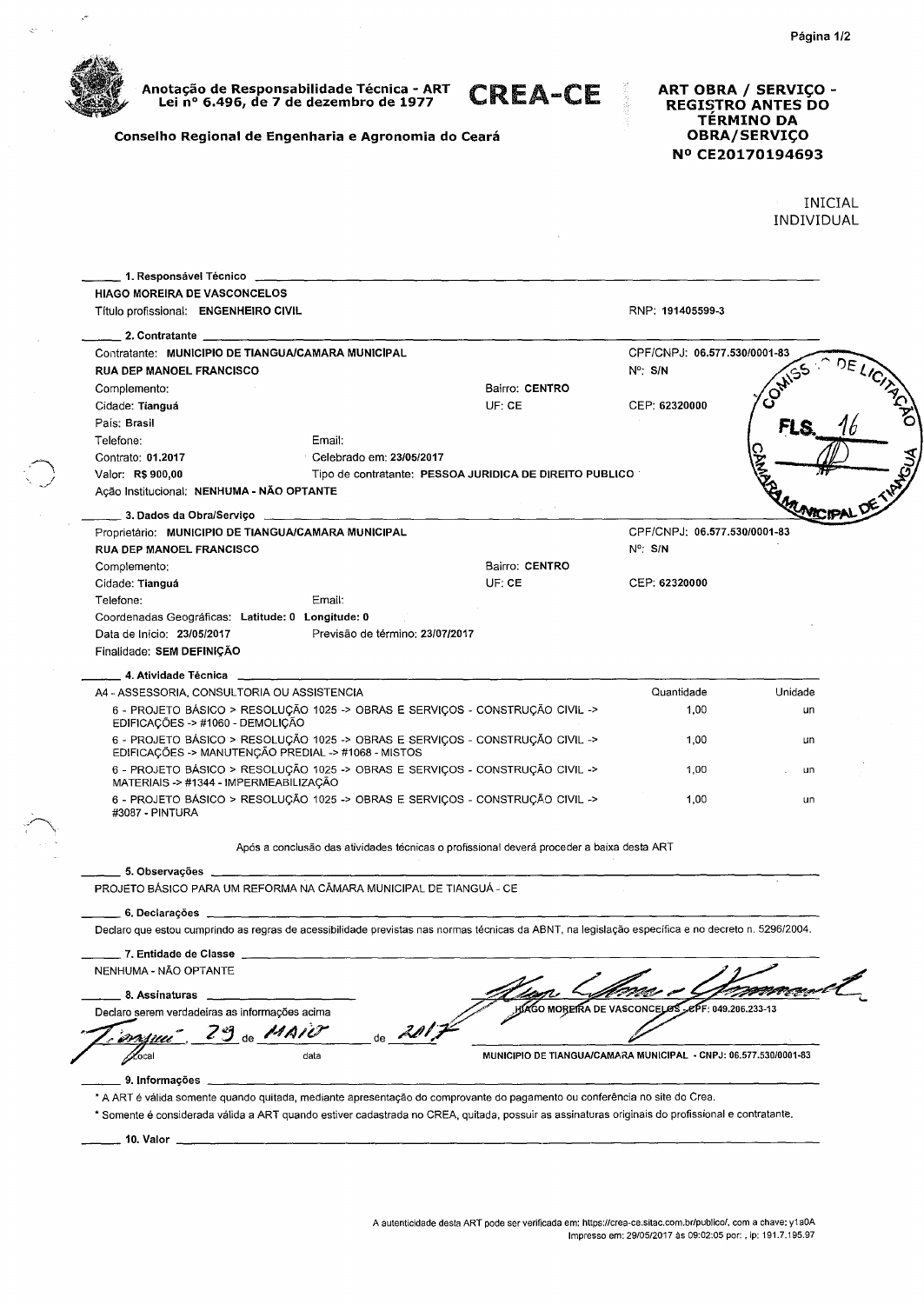**Anotação de Responsabilidade Técnica - ART**
**Lei nº 6.496, de 7 de dezembro de 1977**

# CREA-CE

**Conselho Regional de Engenharia e Agronomia do Ceará**

**ART OBRA / SERVIÇO - REGISTRO ANTES DO TÉRMINO DA OBRA/SERVIÇO**
**Nº CE20170194693**

INICIAL
INDIVIDUAL

## 1. Responsável Técnico

**HIAGO MOREIRA DE VASCONCELOS**
Título profissional: **ENGENHEIRO CIVIL** — RNP: **191405599-3**

## 2. Contratante

Contratante: **MUNICIPIO DE TIANGUA/CAMARA MUNICIPAL** — CPF/CNPJ: **06.577.530/0001-83**
**RUA DEP MANOEL FRANCISCO** — Nº: **S/N**
Complemento: — Bairro: **CENTRO**
Cidade: **Tianguá** — UF: **CE** — CEP: **62320000**
País: **Brasil**
Telefone: — Email:
Contrato: **01.2017** — Celebrado em: **23/05/2017**
Valor: **R$ 900,00** — Tipo de contratante: **PESSOA JURIDICA DE DIREITO PUBLICO**
Ação Institucional: **NENHUMA - NÃO OPTANTE**

## 3. Dados da Obra/Serviço

Proprietário: **MUNICIPIO DE TIANGUA/CAMARA MUNICIPAL** — CPF/CNPJ: **06.577.530/0001-83**
**RUA DEP MANOEL FRANCISCO** — Nº: **S/N**
Complemento: — Bairro: **CENTRO**
Cidade: **Tianguá** — UF: **CE** — CEP: **62320000**
Telefone: — Email:
Coordenadas Geográficas: **Latitude: 0 Longitude: 0**
Data de Início: **23/05/2017** — Previsão de término: **23/07/2017**
Finalidade: **SEM DEFINIÇÃO**

## 4. Atividade Técnica

A4 - ASSESSORIA, CONSULTORIA OU ASSISTENCIA

| Atividade | Quantidade | Unidade |
|---|---|---|
| 6 - PROJETO BÁSICO > RESOLUÇÃO 1025 -> OBRAS E SERVIÇOS - CONSTRUÇÃO CIVIL -> EDIFICAÇÕES -> #1060 - DEMOLIÇÃO | 1,00 | un |
| 6 - PROJETO BÁSICO > RESOLUÇÃO 1025 -> OBRAS E SERVIÇOS - CONSTRUÇÃO CIVIL -> EDIFICAÇÕES -> MANUTENÇÃO PREDIAL -> #1068 - MISTOS | 1,00 | un |
| 6 - PROJETO BÁSICO > RESOLUÇÃO 1025 -> OBRAS E SERVIÇOS - CONSTRUÇÃO CIVIL -> MATERIAIS -> #1344 - IMPERMEABILIZAÇÃO | 1,00 | un |
| 6 - PROJETO BÁSICO > RESOLUÇÃO 1025 -> OBRAS E SERVIÇOS - CONSTRUÇÃO CIVIL -> #3087 - PINTURA | 1,00 | un |

Após a conclusão das atividades técnicas o profissional deverá proceder a baixa desta ART

## 5. Observações

PROJETO BÁSICO PARA UM REFORMA NA CÂMARA MUNICIPAL DE TIANGUÁ - CE

## 6. Declarações

Declaro que estou cumprindo as regras de acessibilidade previstas nas normas técnicas da ABNT, na legislação específica e no decreto n. 5296/2004.

## 7. Entidade de Classe

NENHUMA - NÃO OPTANTE

## 8. Assinaturas

Declaro serem verdadeiras as informações acima

Tianguá, 29 de MAIO de 2017
Local — data

HIAGO MOREIRA DE VASCONCELOS - CPF: 049.206.233-13

MUNICIPIO DE TIANGUA/CAMARA MUNICIPAL - CNPJ: 06.577.530/0001-83

## 9. Informações

* A ART é válida somente quando quitada, mediante apresentação do comprovante do pagamento ou conferência no site do Crea.
* Somente é considerada válida a ART quando estiver cadastrada no CREA, quitada, possuir as assinaturas originais do profissional e contratante.

## 10. Valor

A autenticidade desta ART pode ser verificada em: https://crea-ce.sitac.com.br/publico/, com a chave: y1a0A
Impresso em: 29/05/2017 às 09:02:05 por: , ip: 191.7.195.97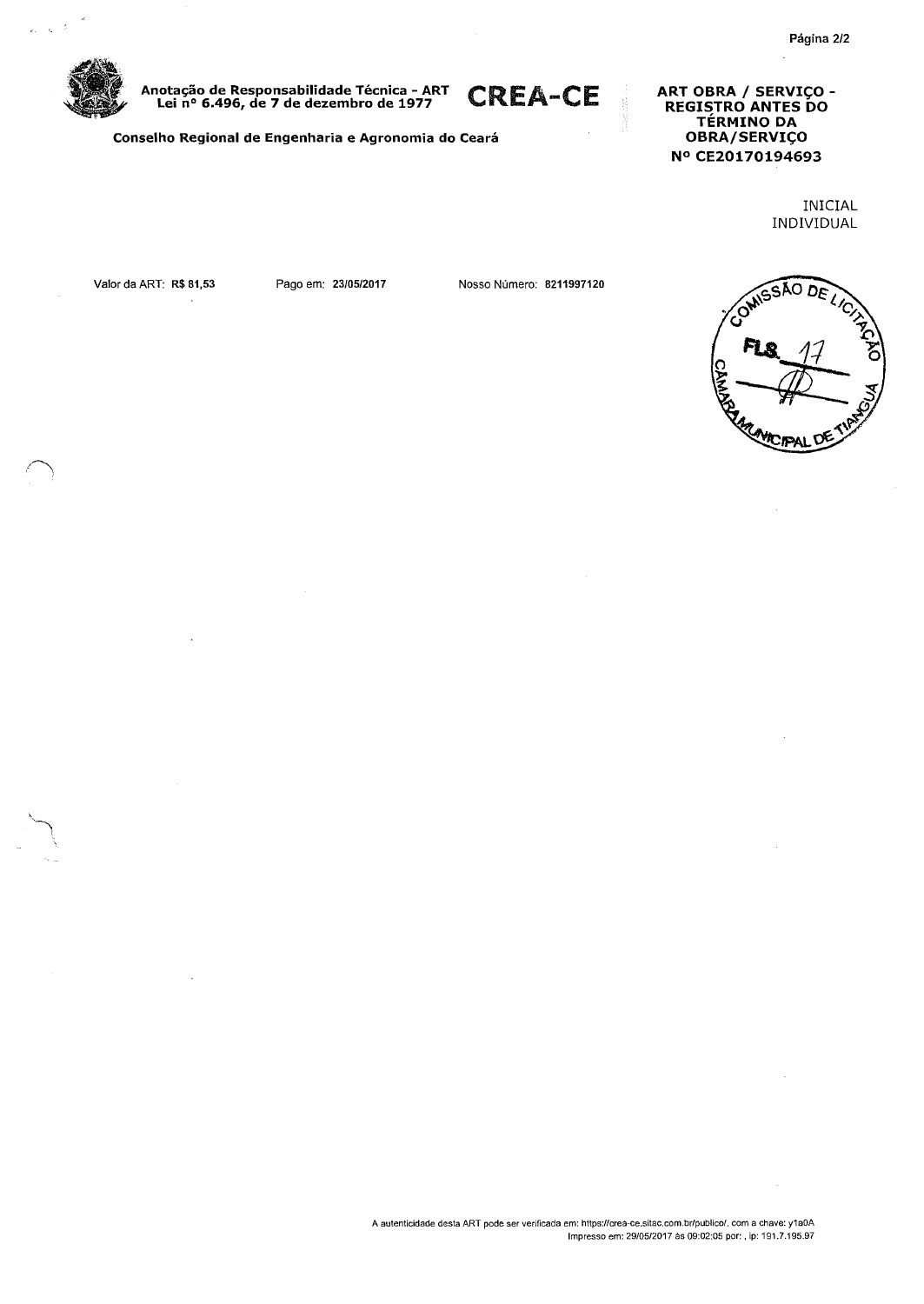Anotação de Responsabilidade Técnica - ART
Lei nº 6.496, de 7 de dezembro de 1977

**CREA-CE**

**Conselho Regional de Engenharia e Agronomia do Ceará**

**ART OBRA / SERVIÇO - REGISTRO ANTES DO TÉRMINO DA OBRA/SERVIÇO**
**Nº CE20170194693**

INICIAL
INDIVIDUAL

Valor da ART: **R$ 81,53** Pago em: **23/05/2017** Nosso Número: **8211997120**

COMISSÃO DE LICITAÇÃO
FLS. 17
CÂMARA MUNICIPAL DE TIANGUÁ

A autenticidade desta ART pode ser verificada em: https://crea-ce.sitac.com.br/publico/, com a chave: y1a0A
Impresso em: 29/05/2017 às 09:02:05 por: , ip: 191.7.195.97